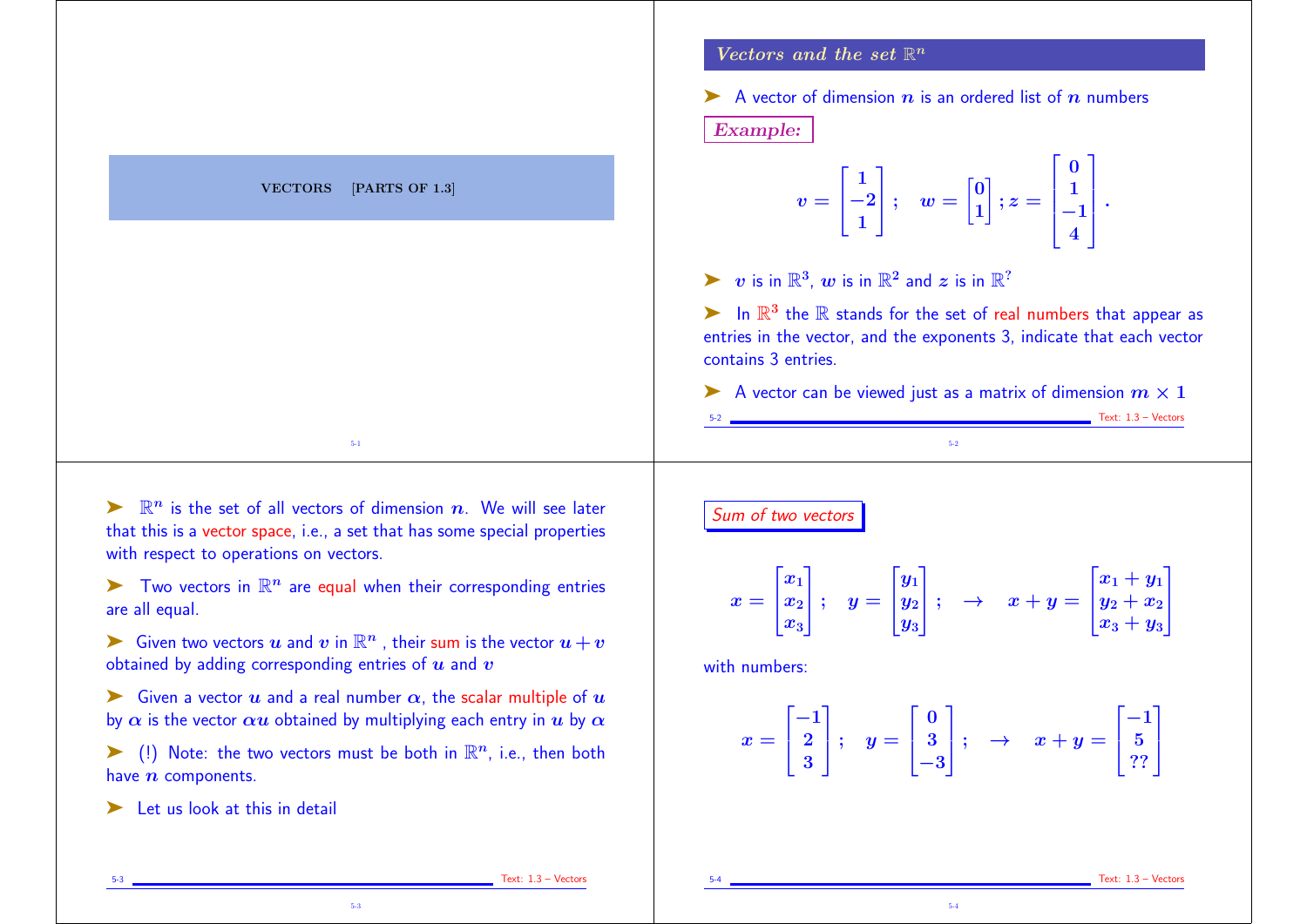# VECTORS [PARTS OF 1.3]

## Vectors and the set $\mathbb{R}^n$

➤ A vector of dimension $n$ is an ordered list of $n$ numbers

***Example:***

$$v = \begin{bmatrix} 1 \\ -2 \\ 1 \end{bmatrix}; \quad w = \begin{bmatrix} 0 \\ 1 \end{bmatrix}; z = \begin{bmatrix} 0 \\ 1 \\ -1 \\ 4 \end{bmatrix}.$$

➤ $v$ is in $\mathbb{R}^3$, $w$ is in $\mathbb{R}^2$ and $z$ is in $\mathbb{R}^?$

➤ In $\mathbb{R}^3$ the $\mathbb{R}$ stands for the set of real numbers that appear as entries in the vector, and the exponents 3, indicate that each vector contains 3 entries.

➤ A vector can be viewed just as a matrix of dimension $m \times 1$

➤ $\mathbb{R}^n$ is the set of all vectors of dimension $n$. We will see later that this is a vector space, i.e., a set that has some special properties with respect to operations on vectors.

➤ Two vectors in $\mathbb{R}^n$ are equal when their corresponding entries are all equal.

➤ Given two vectors $u$ and $v$ in $\mathbb{R}^n$ , their sum is the vector $u+v$ obtained by adding corresponding entries of $u$ and $v$

➤ Given a vector $u$ and a real number $\alpha$, the scalar multiple of $u$ by $\alpha$ is the vector $\alpha u$ obtained by multiplying each entry in $u$ by $\alpha$

➤ (!) Note: the two vectors must be both in $\mathbb{R}^n$, i.e., then both have $n$ components.

➤ Let us look at this in detail

## Sum of two vectors

$$x = \begin{bmatrix} x_1 \\ x_2 \\ x_3 \end{bmatrix}; \quad y = \begin{bmatrix} y_1 \\ y_2 \\ y_3 \end{bmatrix}; \quad \to \quad x + y = \begin{bmatrix} x_1 + y_1 \\ y_2 + x_2 \\ x_3 + y_3 \end{bmatrix}$$

with numbers:

$$x = \begin{bmatrix} -1 \\ 2 \\ 3 \end{bmatrix}; \quad y = \begin{bmatrix} 0 \\ 3 \\ -3 \end{bmatrix}; \quad \to \quad x + y = \begin{bmatrix} -1 \\ 5 \\ ?? \end{bmatrix}$$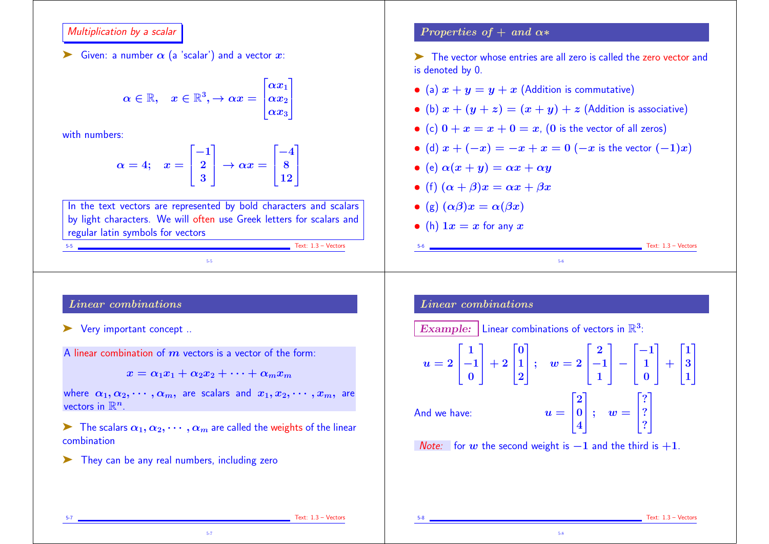## Multiplication by a scalar

➤ Given: a number $\alpha$ (a 'scalar') and a vector $x$:

$$\alpha \in \mathbb{R}, \quad x \in \mathbb{R}^3, \rightarrow \alpha x = \begin{bmatrix} \alpha x_1 \\ \alpha x_2 \\ \alpha x_3 \end{bmatrix}$$

with numbers:

$$\alpha = 4; \quad x = \begin{bmatrix} -1 \\ 2 \\ 3 \end{bmatrix} \rightarrow \alpha x = \begin{bmatrix} -4 \\ 8 \\ 12 \end{bmatrix}$$

In the text vectors are represented by bold characters and scalars by light characters. We will often use Greek letters for scalars and regular latin symbols for vectors

## Properties of $+$ and $\alpha *$

➤ The vector whose entries are all zero is called the zero vector and is denoted by 0.

- (a) $x + y = y + x$ (Addition is commutative)
- (b) $x + (y + z) = (x + y) + z$ (Addition is associative)
- (c) $0 + x = x + 0 = x$, ($0$ is the vector of all zeros)
- (d) $x + (-x) = -x + x = 0$ ($-x$ is the vector $(-1)x$)
- (e) $\alpha(x + y) = \alpha x + \alpha y$
- (f) $(\alpha + \beta)x = \alpha x + \beta x$
- (g) $(\alpha\beta)x = \alpha(\beta x)$
- (h) $1x = x$ for any $x$

## Linear combinations

➤ Very important concept ..

A linear combination of $m$ vectors is a vector of the form:

$$x = \alpha_1 x_1 + \alpha_2 x_2 + \cdots + \alpha_m x_m$$

where $\alpha_1, \alpha_2, \cdots, \alpha_m$, are scalars and $x_1, x_2, \cdots, x_m$, are vectors in $\mathbb{R}^n$.

➤ The scalars $\alpha_1, \alpha_2, \cdots, \alpha_m$ are called the weights of the linear combination

➤ They can be any real numbers, including zero

## Linear combinations

**Example:** Linear combinations of vectors in $\mathbb{R}^3$:

$$u = 2\begin{bmatrix} 1 \\ -1 \\ 0 \end{bmatrix} + 2\begin{bmatrix} 0 \\ 1 \\ 2 \end{bmatrix}; \quad w = 2\begin{bmatrix} 2 \\ -1 \\ 1 \end{bmatrix} - \begin{bmatrix} -1 \\ 1 \\ 0 \end{bmatrix} + \begin{bmatrix} 1 \\ 3 \\ 1 \end{bmatrix}$$

And we have:

$$u = \begin{bmatrix} 2 \\ 0 \\ 4 \end{bmatrix}; \quad w = \begin{bmatrix} ? \\ ? \\ ? \end{bmatrix}$$

*Note:* for $w$ the second weight is $-1$ and the third is $+1$.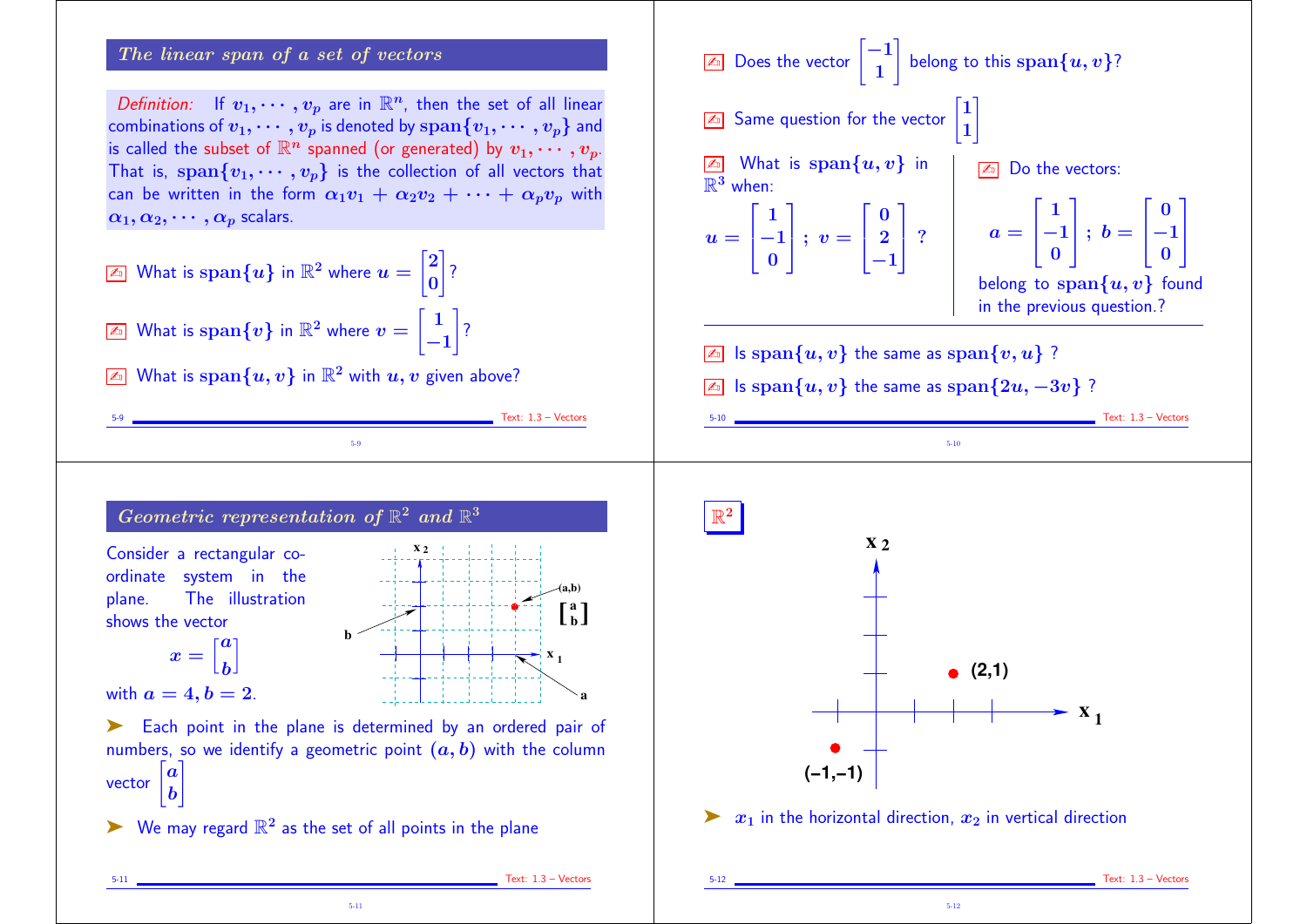## The linear span of a set of vectors

*Definition:* If $v_1, \cdots, v_p$ are in $\mathbb{R}^n$, then the set of all linear combinations of $v_1, \cdots, v_p$ is denoted by $\mathbf{span}\{v_1, \cdots, v_p\}$ and is called the subset of $\mathbb{R}^n$ spanned (or generated) by $v_1, \cdots, v_p$. That is, $\mathbf{span}\{v_1, \cdots, v_p\}$ is the collection of all vectors that can be written in the form $\alpha_1 v_1 + \alpha_2 v_2 + \cdots + \alpha_p v_p$ with $\alpha_1, \alpha_2, \cdots, \alpha_p$ scalars.

- What is $\mathbf{span}\{u\}$ in $\mathbb{R}^2$ where $u = \begin{bmatrix} 2 \\ 0 \end{bmatrix}$?
- What is $\mathbf{span}\{v\}$ in $\mathbb{R}^2$ where $v = \begin{bmatrix} 1 \\ -1 \end{bmatrix}$?
- What is $\mathbf{span}\{u, v\}$ in $\mathbb{R}^2$ with $u, v$ given above?

Text: 1.3 – Vectors

- Does the vector $\begin{bmatrix} -1 \\ 1 \end{bmatrix}$ belong to this $\mathbf{span}\{u, v\}$?
- Same question for the vector $\begin{bmatrix} 1 \\ 1 \end{bmatrix}$
- What is $\mathbf{span}\{u, v\}$ in $\mathbb{R}^3$ when:

$$u = \begin{bmatrix} 1 \\ -1 \\ 0 \end{bmatrix}; \; v = \begin{bmatrix} 0 \\ 2 \\ -1 \end{bmatrix} \; ?$$

- Do the vectors:

$$a = \begin{bmatrix} 1 \\ -1 \\ 0 \end{bmatrix}; \; b = \begin{bmatrix} 0 \\ -1 \\ 0 \end{bmatrix}$$

belong to $\mathbf{span}\{u, v\}$ found in the previous question.?

- Is $\mathbf{span}\{u, v\}$ the same as $\mathbf{span}\{v, u\}$ ?
- Is $\mathbf{span}\{u, v\}$ the same as $\mathbf{span}\{2u, -3v\}$ ?

Text: 1.3 – Vectors

## Geometric representation of $\mathbb{R}^2$ and $\mathbb{R}^3$

Consider a rectangular coordinate system in the plane. The illustration shows the vector

$$x = \begin{bmatrix} a \\ b \end{bmatrix}$$

with $a = 4, b = 2$.

- Each point in the plane is determined by an ordered pair of numbers, so we identify a geometric point $(a, b)$ with the column vector $\begin{bmatrix} a \\ b \end{bmatrix}$
- We may regard $\mathbb{R}^2$ as the set of all points in the plane

Text: 1.3 – Vectors

## $\mathbb{R}^2$

- $x_1$ in the horizontal direction, $x_2$ in vertical direction

Text: 1.3 – Vectors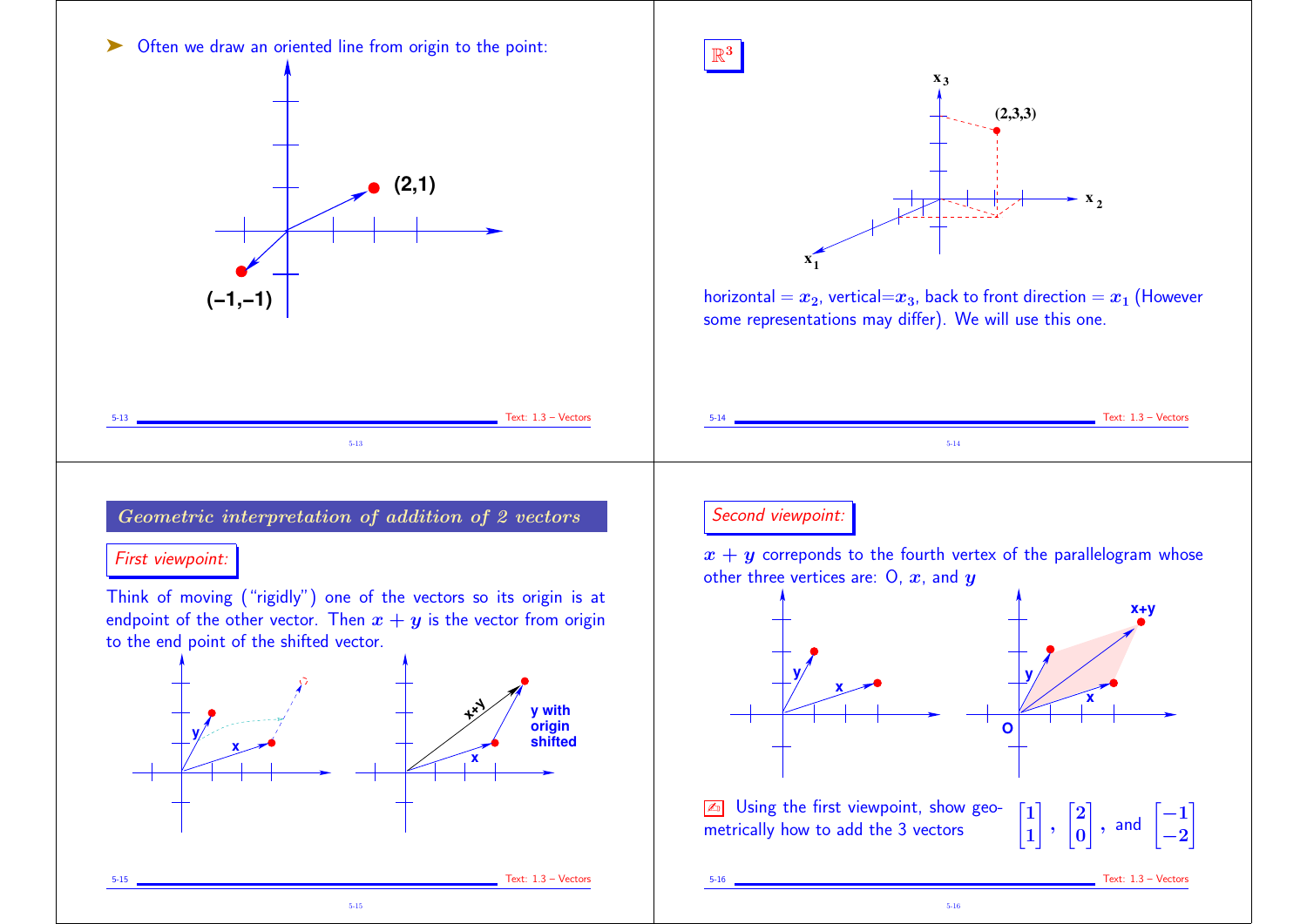➤ Often we draw an oriented line from origin to the point:

## $\mathbb{R}^3$

horizontal = $x_2$, vertical=$x_3$, back to front direction = $x_1$ (However some representations may differ). We will use this one.

## *Geometric interpretation of addition of 2 vectors*

*First viewpoint:*

Think of moving ("rigidly") one of the vectors so its origin is at endpoint of the other vector. Then $x + y$ is the vector from origin to the end point of the shifted vector.

*Second viewpoint:*

$x + y$ correponds to the fourth vertex of the parallelogram whose other three vertices are: O, $x$, and $y$

✍ Using the first viewpoint, show geometrically how to add the 3 vectors $\begin{bmatrix} 1 \\ 1 \end{bmatrix}$, $\begin{bmatrix} 2 \\ 0 \end{bmatrix}$, and $\begin{bmatrix} -1 \\ -2 \end{bmatrix}$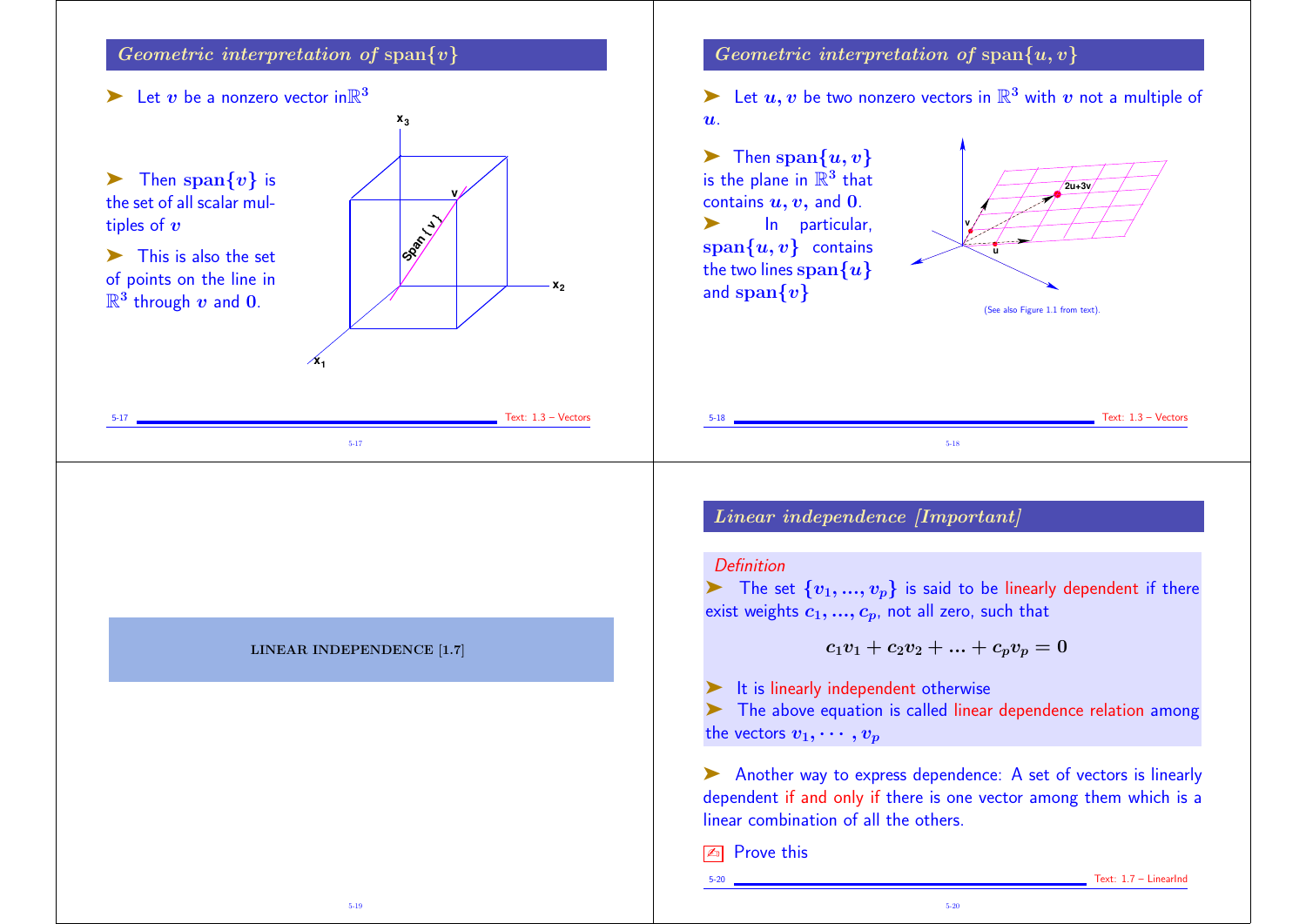## *Geometric interpretation of* span{$v$}

➤ Let $v$ be a nonzero vector in $\mathbb{R}^3$

➤ Then $\mathbf{span}\{v\}$ is the set of all scalar multiples of $v$

➤ This is also the set of points on the line in $\mathbb{R}^3$ through $v$ and $\mathbf{0}$.

## *Geometric interpretation of* span{$u, v$}

➤ Let $u, v$ be two nonzero vectors in $\mathbb{R}^3$ with $v$ not a multiple of $u$.

➤ Then $\mathbf{span}\{u, v\}$ is the plane in $\mathbb{R}^3$ that contains $u, v$, and $\mathbf{0}$.

➤ In particular, $\mathbf{span}\{u, v\}$ contains the two lines $\mathbf{span}\{u\}$ and $\mathbf{span}\{v\}$

(See also Figure 1.1 from text).

# LINEAR INDEPENDENCE [1.7]

## *Linear independence [Important]*

*Definition*

➤ The set $\{v_1, ..., v_p\}$ is said to be linearly dependent if there exist weights $c_1, ..., c_p$, not all zero, such that

$$c_1 v_1 + c_2 v_2 + ... + c_p v_p = \mathbf{0}$$

➤ It is linearly independent otherwise

➤ The above equation is called linear dependence relation among the vectors $v_1, \cdots, v_p$

➤ Another way to express dependence: A set of vectors is linearly dependent if and only if there is one vector among them which is a linear combination of all the others.

Prove this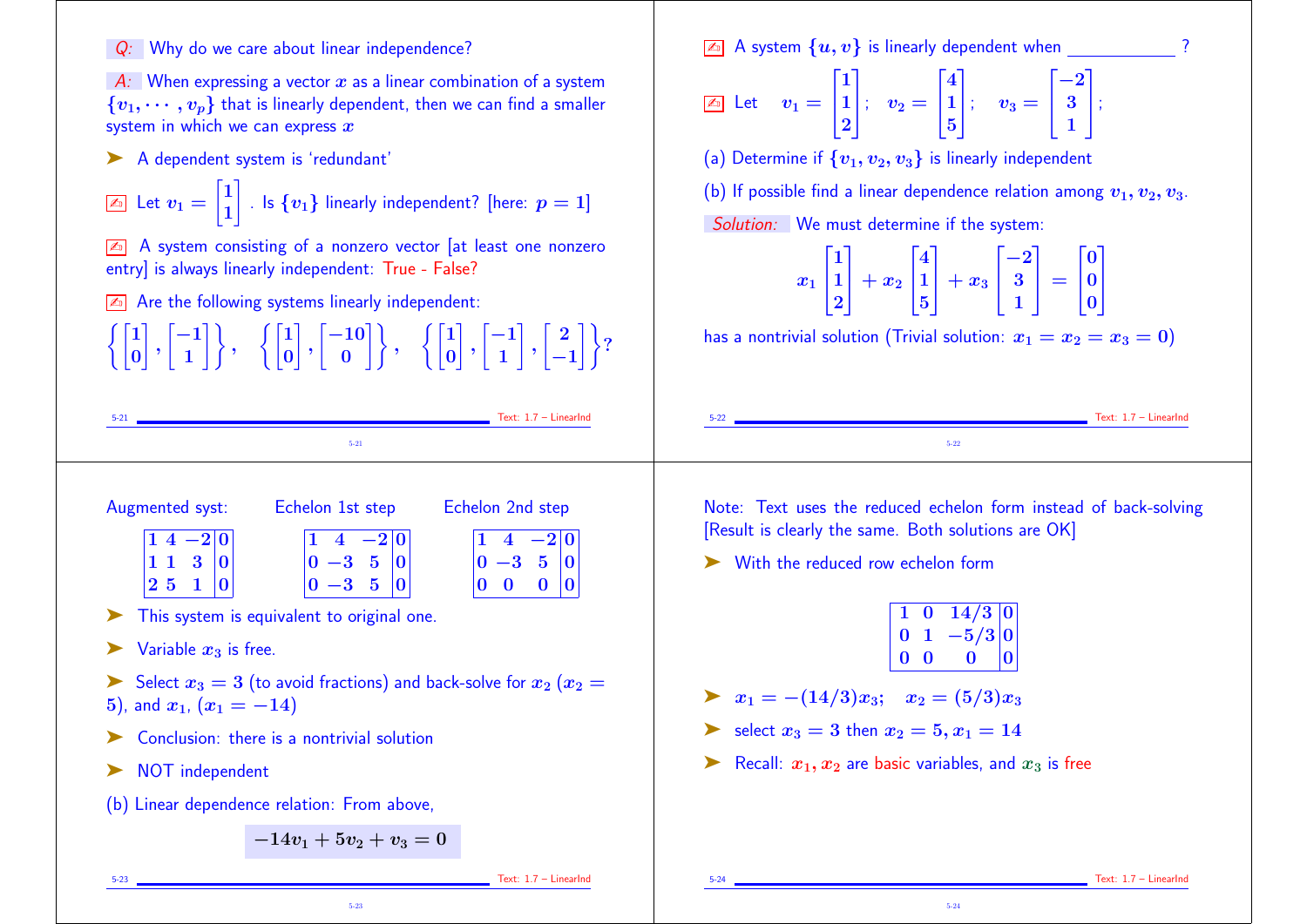*Q:* Why do we care about linear independence?

*A:* When expressing a vector $x$ as a linear combination of a system $\{v_1, \cdots, v_p\}$ that is linearly dependent, then we can find a smaller system in which we can express $x$

➤ A dependent system is 'redundant'

✍ Let $v_1 = \begin{bmatrix} 1 \\ 1 \end{bmatrix}$. Is $\{v_1\}$ linearly independent? [here: $p = 1$]

✍ A system consisting of a nonzero vector [at least one nonzero entry] is always linearly independent: True - False?

✍ Are the following systems linearly independent:

$$\left\{ \begin{bmatrix} 1 \\ 0 \end{bmatrix}, \begin{bmatrix} -1 \\ 1 \end{bmatrix} \right\}, \quad \left\{ \begin{bmatrix} 1 \\ 0 \end{bmatrix}, \begin{bmatrix} -10 \\ 0 \end{bmatrix} \right\}, \quad \left\{ \begin{bmatrix} 1 \\ 0 \end{bmatrix}, \begin{bmatrix} -1 \\ 1 \end{bmatrix}, \begin{bmatrix} 2 \\ -1 \end{bmatrix} \right\}?$$

✍ A system $\{u, v\}$ is linearly dependent when ___________ ?

✍ Let $v_1 = \begin{bmatrix} 1 \\ 1 \\ 2 \end{bmatrix}$; $v_2 = \begin{bmatrix} 4 \\ 1 \\ 5 \end{bmatrix}$; $v_3 = \begin{bmatrix} -2 \\ 3 \\ 1 \end{bmatrix}$;

(a) Determine if $\{v_1, v_2, v_3\}$ is linearly independent

(b) If possible find a linear dependence relation among $v_1, v_2, v_3$.

*Solution:* We must determine if the system:

$$x_1 \begin{bmatrix} 1 \\ 1 \\ 2 \end{bmatrix} + x_2 \begin{bmatrix} 4 \\ 1 \\ 5 \end{bmatrix} + x_3 \begin{bmatrix} -2 \\ 3 \\ 1 \end{bmatrix} = \begin{bmatrix} 0 \\ 0 \\ 0 \end{bmatrix}$$

has a nontrivial solution (Trivial solution: $x_1 = x_2 = x_3 = 0$)

Augmented syst: $\left[\begin{array}{ccc|c} 1 & 4 & -2 & 0 \\ 1 & 1 & 3 & 0 \\ 2 & 5 & 1 & 0 \end{array}\right]$ Echelon 1st step $\left[\begin{array}{ccc|c} 1 & 4 & -2 & 0 \\ 0 & -3 & 5 & 0 \\ 0 & -3 & 5 & 0 \end{array}\right]$ Echelon 2nd step $\left[\begin{array}{ccc|c} 1 & 4 & -2 & 0 \\ 0 & -3 & 5 & 0 \\ 0 & 0 & 0 & 0 \end{array}\right]$

➤ This system is equivalent to original one.

➤ Variable $x_3$ is free.

➤ Select $x_3 = 3$ (to avoid fractions) and back-solve for $x_2$ ($x_2 = 5$), and $x_1$, ($x_1 = -14$)

➤ Conclusion: there is a nontrivial solution

➤ NOT independent

(b) Linear dependence relation: From above,

$$-14v_1 + 5v_2 + v_3 = 0$$

Note: Text uses the reduced echelon form instead of back-solving [Result is clearly the same. Both solutions are OK]

➤ With the reduced row echelon form

$$\left[\begin{array}{ccc|c} 1 & 0 & 14/3 & 0 \\ 0 & 1 & -5/3 & 0 \\ 0 & 0 & 0 & 0 \end{array}\right]$$

➤ $x_1 = -(14/3)x_3$; $x_2 = (5/3)x_3$

➤ select $x_3 = 3$ then $x_2 = 5, x_1 = 14$

➤ Recall: $x_1, x_2$ are basic variables, and $x_3$ is free